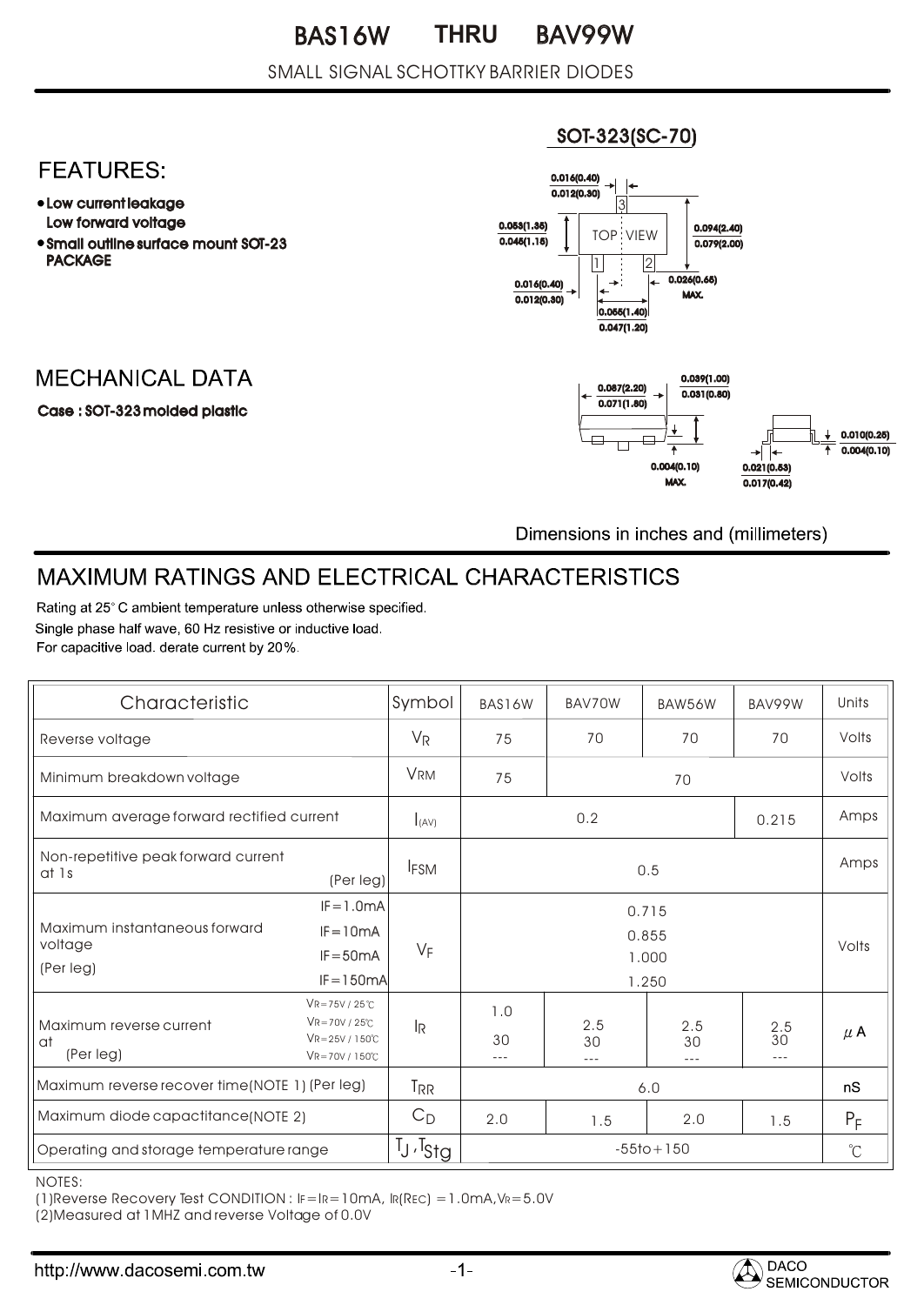# BAS16W THRU BAV99W

SMALL SIGNAL SCHOTTKY BARRIER DIODES

## FEATURES:

- Low current leakage
  Low forward voltage
- Small outline surface mount SOT-23 PACKAGE

SOT-323(SC-70)

## MECHANICAL DATA

Case : SOT-323 molded plastic

Dimensions in inches and (millimeters)

## MAXIMUM RATINGS AND ELECTRICAL CHARACTERISTICS

Rating at 25° C ambient temperature unless otherwise specified.
Single phase half wave, 60 Hz resistive or inductive load.
For capacitive load. derate current by 20%.

| Characteristic | | Symbol | BAS16W | BAV70W | BAW56W | BAV99W | Units |
|---|---|---|---|---|---|---|---|
| Reverse voltage | | $V_R$ | 75 | 70 | 70 | 70 | Volts |
| Minimum breakdown voltage | | $V_{RM}$ | 75 | 70 | | | Volts |
| Maximum average forward rectified current | | $I_{(AV)}$ | 0.2 | | | 0.215 | Amps |
| Non-repetitive peak forward current at 1s (Per leg) | | $I_{FSM}$ | 0.5 | | | | Amps |
| Maximum instantaneous forward voltage (Per leg) | IF=1.0mA | $V_F$ | 0.715 | | | | Volts |
| | IF=10mA | | 0.855 | | | | |
| | IF=50mA | | 1.000 | | | | |
| | IF=150mA | | 1.250 | | | | |
| Maximum reverse current at (Per leg) | VR=75V / 25℃ | $I_R$ | 1.0 | | | | μA |
| | VR=70V / 25℃ | | | 2.5 | 2.5 | 2.5 | |
| | VR=25V / 150℃ | | 30 | 30 | 30 | 30 | |
| | VR=70V / 150℃ | | --- | --- | --- | --- | |
| Maximum reverse recover time(NOTE 1) (Per leg) | | $T_{RR}$ | 6.0 | | | | nS |
| Maximum diode capactitance(NOTE 2) | | $C_D$ | 2.0 | 1.5 | 2.0 | 1.5 | $P_F$ |
| Operating and storage temperature range | | $T_J, T_{Stg}$ | -55to+150 | | | | ℃ |

NOTES:
(1)Reverse Recovery Test CONDITION : IF=IR=10mA, IR(REC) =1.0mA,VR=5.0V
(2)Measured at 1MHZ and reverse Voltage of 0.0V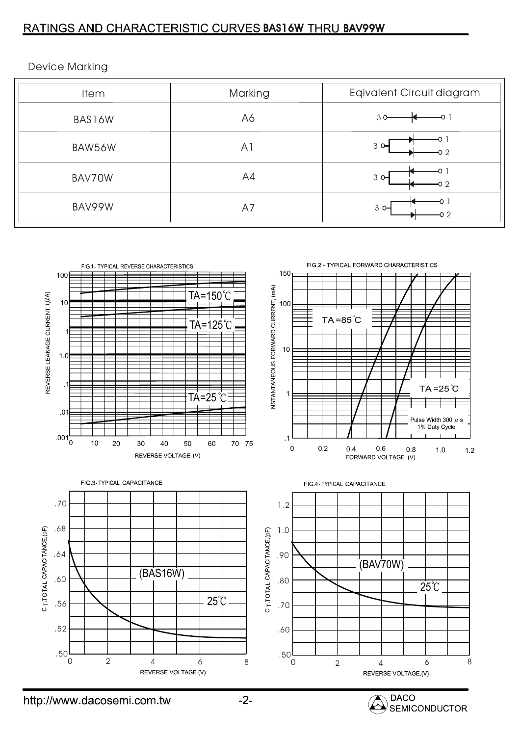## RATINGS AND CHARACTERISTIC CURVES BAS16W THRU BAV99W

Device Marking

| Item | Marking | Eqivalent Circuit diagram |
|---|---|---|
| BAS16W | A6 | |
| BAW56W | A1 | |
| BAV70W | A4 | |
| BAV99W | A7 | |

FIG.1- TYPICAL REVERSE CHARACTERISTICS

FIG.2 - TYPICAL FORWARD CHARACTERISTICS

FIG.3- TYPICAL CAPACITANCE

FIG.4- TYPICAL CAPACITANCE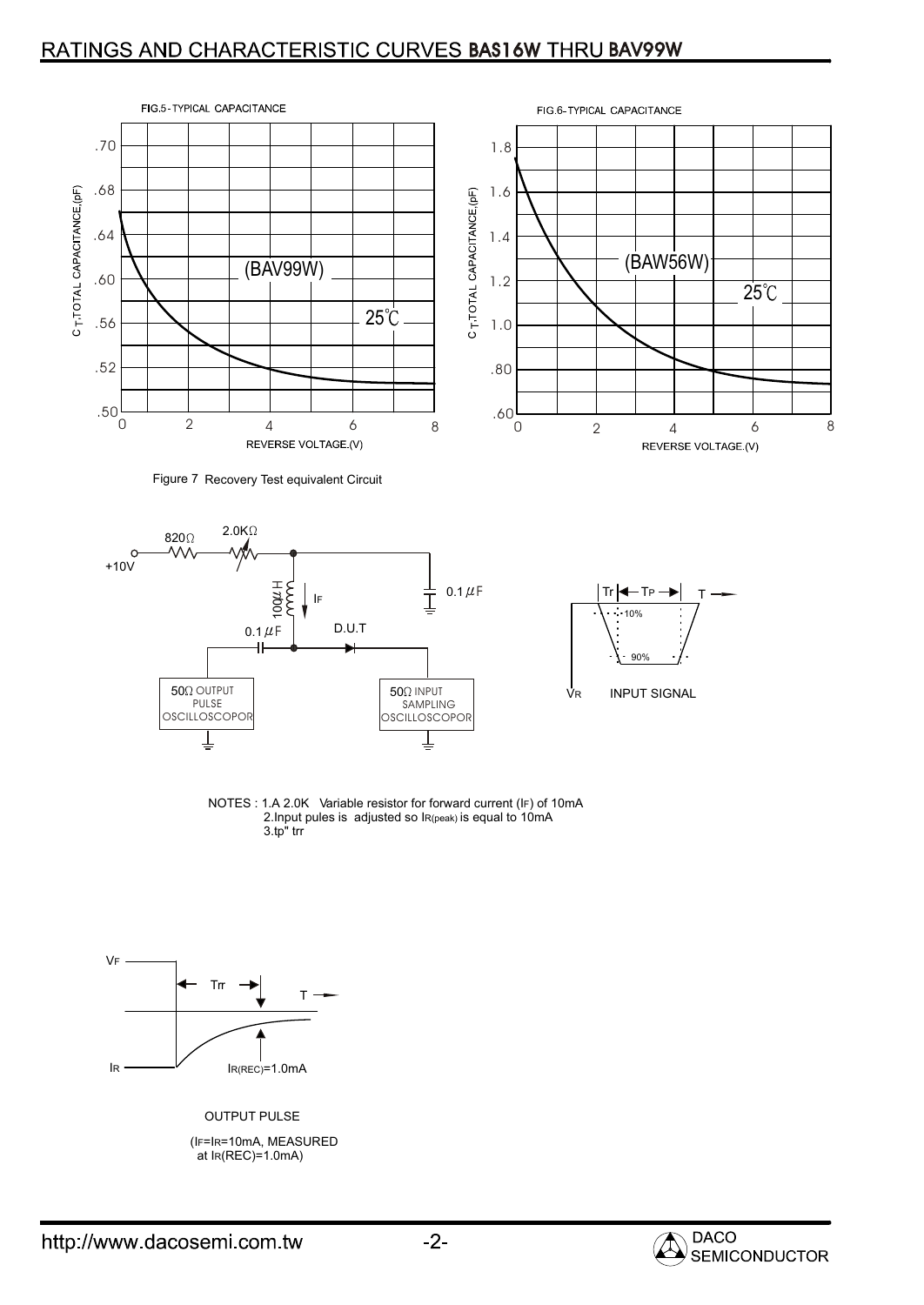## RATINGS AND CHARACTERISTIC CURVES BAS16W THRU BAV99W

FIG.5-TYPICAL CAPACITANCE

$C_T$,TOTAL CAPACITANCE,(pF)

.70
.68
.64
.60
.56
.52
.50

(BAV99W)

25℃

0
2
4
6
8

REVERSE VOLTAGE,(V)

FIG.6-TYPICAL CAPACITANCE

$C_T$,TOTAL CAPACITANCE,(pF)

1.8
1.6
1.4
1.2
1.0
.80
.60

(BAW56W)

25℃

0
2
4
6
8

REVERSE VOLTAGE,(V)

Figure 7 Recovery Test equivalent Circuit

820Ω
2.0KΩ
+10V
100μH
$I_F$
0.1μF
0.1μF
D.U.T
50Ω OUTPUT PULSE OSCILLOSCOPOR
50Ω INPUT SAMPLING OSCILLOSCOPOR

Tr
TP
T
10%
90%
$V_R$
INPUT SIGNAL

NOTES : 1.A 2.0K Variable resistor for forward current ($I_F$) of 10mA
2.Input pules is adjusted so $I_{R(peak)}$ is equal to 10mA
3.tp" trr

$V_F$
Trr
T
$I_R$
$I_{R(REC)}$=1.0mA

OUTPUT PULSE

($I_F$=$I_R$=10mA, MEASURED at $I_R$(REC)=1.0mA)